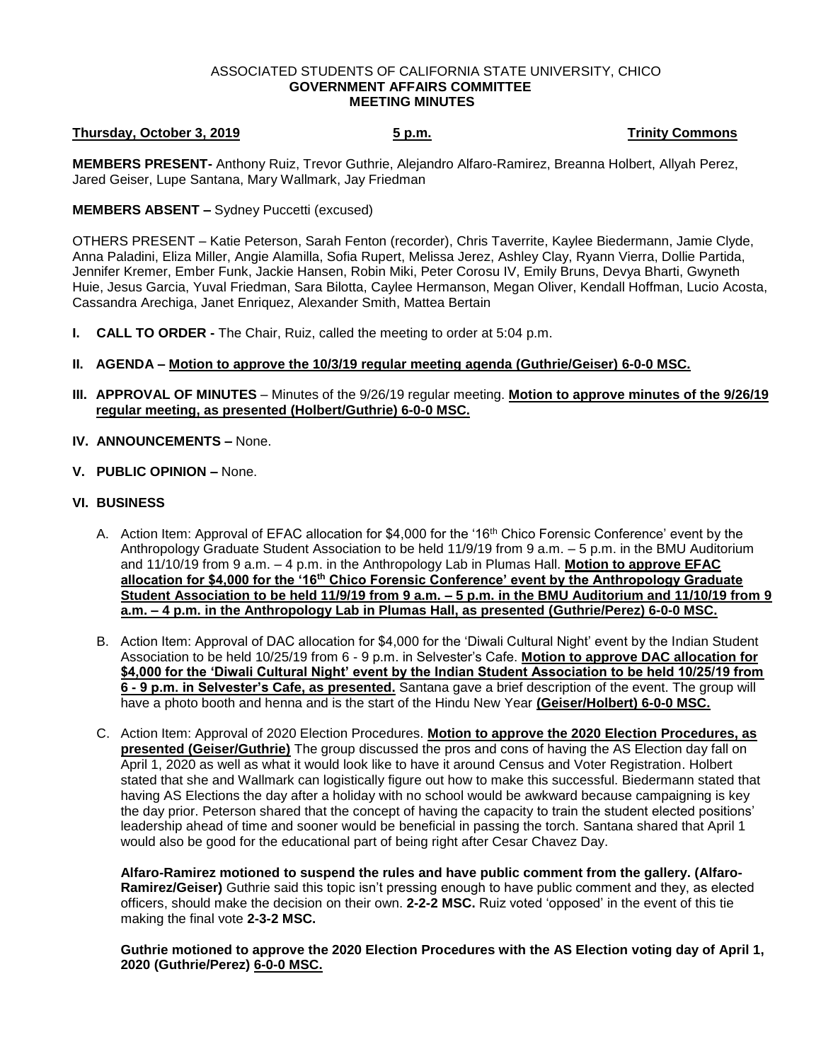ASSOCIATED STUDENTS OF CALIFORNIA STATE UNIVERSITY, CHICO
**GOVERNMENT AFFAIRS COMMITTEE**
**MEETING MINUTES**

**Thursday, October 3, 2019** **5 p.m.** **Trinity Commons**

**MEMBERS PRESENT-** Anthony Ruiz, Trevor Guthrie, Alejandro Alfaro-Ramirez, Breanna Holbert, Allyah Perez, Jared Geiser, Lupe Santana, Mary Wallmark, Jay Friedman

**MEMBERS ABSENT –** Sydney Puccetti (excused)

OTHERS PRESENT – Katie Peterson, Sarah Fenton (recorder), Chris Taverrite, Kaylee Biedermann, Jamie Clyde, Anna Paladini, Eliza Miller, Angie Alamilla, Sofia Rupert, Melissa Jerez, Ashley Clay, Ryann Vierra, Dollie Partida, Jennifer Kremer, Ember Funk, Jackie Hansen, Robin Miki, Peter Corosu IV, Emily Bruns, Devya Bharti, Gwyneth Huie, Jesus Garcia, Yuval Friedman, Sara Bilotta, Caylee Hermanson, Megan Oliver, Kendall Hoffman, Lucio Acosta, Cassandra Arechiga, Janet Enriquez, Alexander Smith, Mattea Bertain

**I. CALL TO ORDER -** The Chair, Ruiz, called the meeting to order at 5:04 p.m.

**II. AGENDA – Motion to approve the 10/3/19 regular meeting agenda (Guthrie/Geiser) 6-0-0 MSC.**

**III. APPROVAL OF MINUTES** – Minutes of the 9/26/19 regular meeting. **Motion to approve minutes of the 9/26/19 regular meeting, as presented (Holbert/Guthrie) 6-0-0 MSC.**

**IV. ANNOUNCEMENTS –** None.

**V. PUBLIC OPINION –** None.

**VI. BUSINESS**

A. Action Item: Approval of EFAC allocation for $4,000 for the '16th Chico Forensic Conference' event by the Anthropology Graduate Student Association to be held 11/9/19 from 9 a.m. – 5 p.m. in the BMU Auditorium and 11/10/19 from 9 a.m. – 4 p.m. in the Anthropology Lab in Plumas Hall. **Motion to approve EFAC allocation for $4,000 for the '16th Chico Forensic Conference' event by the Anthropology Graduate Student Association to be held 11/9/19 from 9 a.m. – 5 p.m. in the BMU Auditorium and 11/10/19 from 9 a.m. – 4 p.m. in the Anthropology Lab in Plumas Hall, as presented (Guthrie/Perez) 6-0-0 MSC.**

B. Action Item: Approval of DAC allocation for $4,000 for the 'Diwali Cultural Night' event by the Indian Student Association to be held 10/25/19 from 6 - 9 p.m. in Selvester's Cafe. **Motion to approve DAC allocation for $4,000 for the 'Diwali Cultural Night' event by the Indian Student Association to be held 10/25/19 from 6 - 9 p.m. in Selvester's Cafe, as presented.** Santana gave a brief description of the event. The group will have a photo booth and henna and is the start of the Hindu New Year **(Geiser/Holbert) 6-0-0 MSC.**

C. Action Item: Approval of 2020 Election Procedures. **Motion to approve the 2020 Election Procedures, as presented (Geiser/Guthrie)** The group discussed the pros and cons of having the AS Election day fall on April 1, 2020 as well as what it would look like to have it around Census and Voter Registration. Holbert stated that she and Wallmark can logistically figure out how to make this successful. Biedermann stated that having AS Elections the day after a holiday with no school would be awkward because campaigning is key the day prior. Peterson shared that the concept of having the capacity to train the student elected positions' leadership ahead of time and sooner would be beneficial in passing the torch. Santana shared that April 1 would also be good for the educational part of being right after Cesar Chavez Day.

**Alfaro-Ramirez motioned to suspend the rules and have public comment from the gallery. (Alfaro-Ramirez/Geiser)** Guthrie said this topic isn't pressing enough to have public comment and they, as elected officers, should make the decision on their own. **2-2-2 MSC.** Ruiz voted 'opposed' in the event of this tie making the final vote **2-3-2 MSC.**

**Guthrie motioned to approve the 2020 Election Procedures with the AS Election voting day of April 1, 2020 (Guthrie/Perez) 6-0-0 MSC.**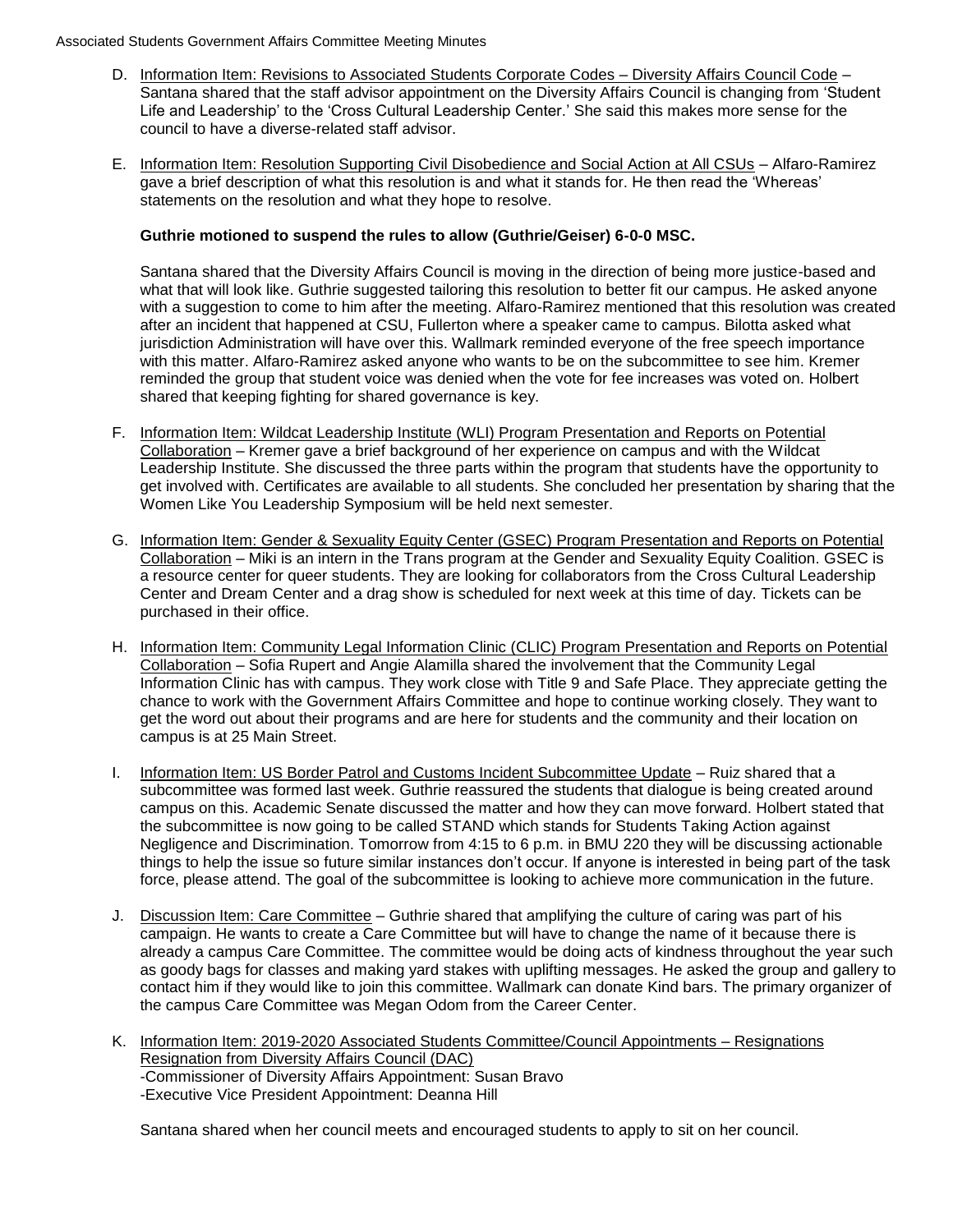D. Information Item: Revisions to Associated Students Corporate Codes – Diversity Affairs Council Code – Santana shared that the staff advisor appointment on the Diversity Affairs Council is changing from 'Student Life and Leadership' to the 'Cross Cultural Leadership Center.' She said this makes more sense for the council to have a diverse-related staff advisor.

E. Information Item: Resolution Supporting Civil Disobedience and Social Action at All CSUs – Alfaro-Ramirez gave a brief description of what this resolution is and what it stands for. He then read the 'Whereas' statements on the resolution and what they hope to resolve.

   **Guthrie motioned to suspend the rules to allow (Guthrie/Geiser) 6-0-0 MSC.**

   Santana shared that the Diversity Affairs Council is moving in the direction of being more justice-based and what that will look like. Guthrie suggested tailoring this resolution to better fit our campus. He asked anyone with a suggestion to come to him after the meeting. Alfaro-Ramirez mentioned that this resolution was created after an incident that happened at CSU, Fullerton where a speaker came to campus. Bilotta asked what jurisdiction Administration will have over this. Wallmark reminded everyone of the free speech importance with this matter. Alfaro-Ramirez asked anyone who wants to be on the subcommittee to see him. Kremer reminded the group that student voice was denied when the vote for fee increases was voted on. Holbert shared that keeping fighting for shared governance is key.

F. Information Item: Wildcat Leadership Institute (WLI) Program Presentation and Reports on Potential Collaboration – Kremer gave a brief background of her experience on campus and with the Wildcat Leadership Institute. She discussed the three parts within the program that students have the opportunity to get involved with. Certificates are available to all students. She concluded her presentation by sharing that the Women Like You Leadership Symposium will be held next semester.

G. Information Item: Gender & Sexuality Equity Center (GSEC) Program Presentation and Reports on Potential Collaboration – Miki is an intern in the Trans program at the Gender and Sexuality Equity Coalition. GSEC is a resource center for queer students. They are looking for collaborators from the Cross Cultural Leadership Center and Dream Center and a drag show is scheduled for next week at this time of day. Tickets can be purchased in their office.

H. Information Item: Community Legal Information Clinic (CLIC) Program Presentation and Reports on Potential Collaboration – Sofia Rupert and Angie Alamilla shared the involvement that the Community Legal Information Clinic has with campus. They work close with Title 9 and Safe Place. They appreciate getting the chance to work with the Government Affairs Committee and hope to continue working closely. They want to get the word out about their programs and are here for students and the community and their location on campus is at 25 Main Street.

I. Information Item: US Border Patrol and Customs Incident Subcommittee Update – Ruiz shared that a subcommittee was formed last week. Guthrie reassured the students that dialogue is being created around campus on this. Academic Senate discussed the matter and how they can move forward. Holbert stated that the subcommittee is now going to be called STAND which stands for Students Taking Action against Negligence and Discrimination. Tomorrow from 4:15 to 6 p.m. in BMU 220 they will be discussing actionable things to help the issue so future similar instances don't occur. If anyone is interested in being part of the task force, please attend. The goal of the subcommittee is looking to achieve more communication in the future.

J. Discussion Item: Care Committee – Guthrie shared that amplifying the culture of caring was part of his campaign. He wants to create a Care Committee but will have to change the name of it because there is already a campus Care Committee. The committee would be doing acts of kindness throughout the year such as goody bags for classes and making yard stakes with uplifting messages. He asked the group and gallery to contact him if they would like to join this committee. Wallmark can donate Kind bars. The primary organizer of the campus Care Committee was Megan Odom from the Career Center.

K. Information Item: 2019-2020 Associated Students Committee/Council Appointments – Resignations Resignation from Diversity Affairs Council (DAC)
   -Commissioner of Diversity Affairs Appointment: Susan Bravo
   -Executive Vice President Appointment: Deanna Hill

   Santana shared when her council meets and encouraged students to apply to sit on her council.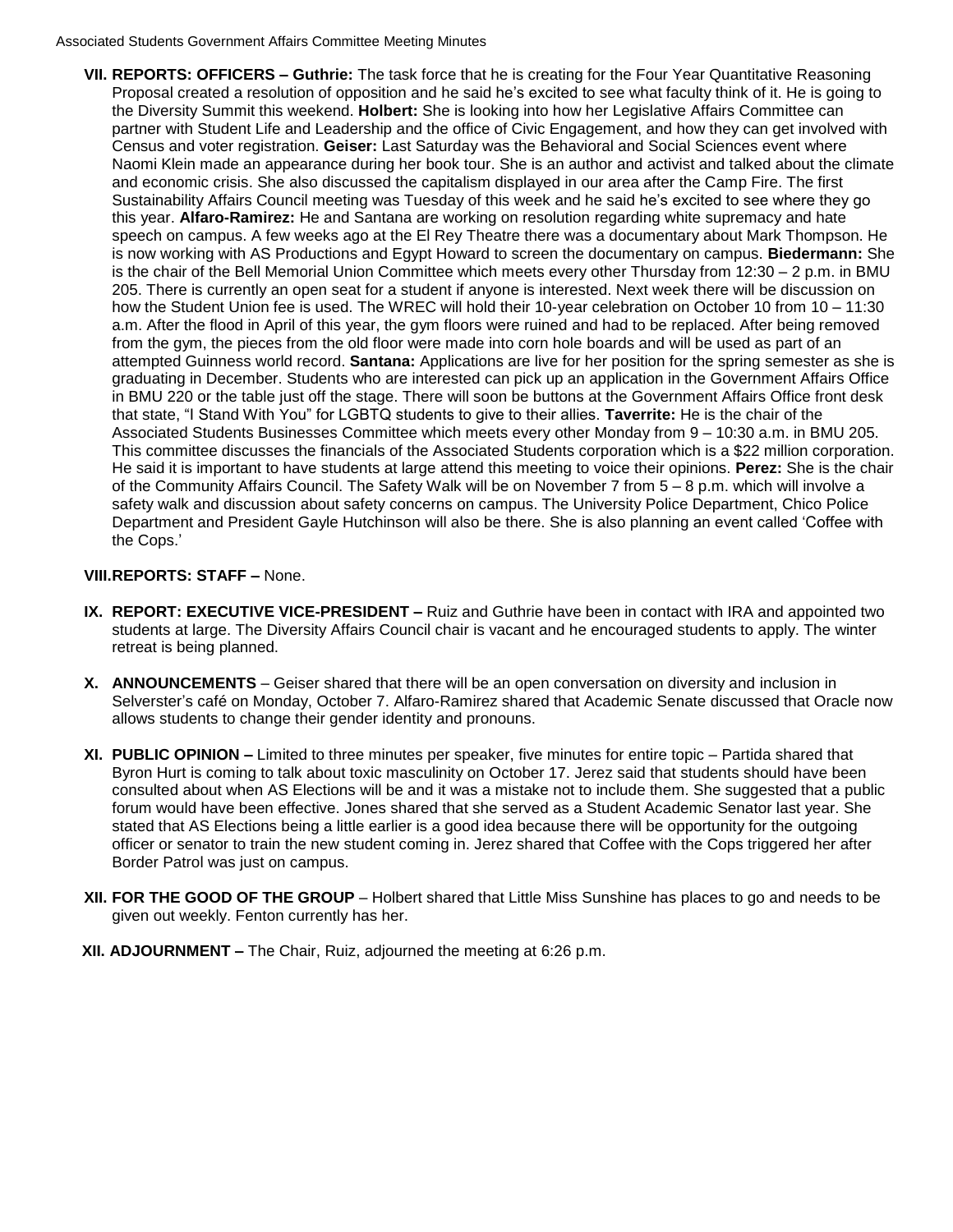**VII. REPORTS: OFFICERS – Guthrie:** The task force that he is creating for the Four Year Quantitative Reasoning Proposal created a resolution of opposition and he said he's excited to see what faculty think of it. He is going to the Diversity Summit this weekend. **Holbert:** She is looking into how her Legislative Affairs Committee can partner with Student Life and Leadership and the office of Civic Engagement, and how they can get involved with Census and voter registration. **Geiser:** Last Saturday was the Behavioral and Social Sciences event where Naomi Klein made an appearance during her book tour. She is an author and activist and talked about the climate and economic crisis. She also discussed the capitalism displayed in our area after the Camp Fire. The first Sustainability Affairs Council meeting was Tuesday of this week and he said he's excited to see where they go this year. **Alfaro-Ramirez:** He and Santana are working on resolution regarding white supremacy and hate speech on campus. A few weeks ago at the El Rey Theatre there was a documentary about Mark Thompson. He is now working with AS Productions and Egypt Howard to screen the documentary on campus. **Biedermann:** She is the chair of the Bell Memorial Union Committee which meets every other Thursday from 12:30 – 2 p.m. in BMU 205. There is currently an open seat for a student if anyone is interested. Next week there will be discussion on how the Student Union fee is used. The WREC will hold their 10-year celebration on October 10 from 10 – 11:30 a.m. After the flood in April of this year, the gym floors were ruined and had to be replaced. After being removed from the gym, the pieces from the old floor were made into corn hole boards and will be used as part of an attempted Guinness world record. **Santana:** Applications are live for her position for the spring semester as she is graduating in December. Students who are interested can pick up an application in the Government Affairs Office in BMU 220 or the table just off the stage. There will soon be buttons at the Government Affairs Office front desk that state, "I Stand With You" for LGBTQ students to give to their allies. **Taverrite:** He is the chair of the Associated Students Businesses Committee which meets every other Monday from 9 – 10:30 a.m. in BMU 205. This committee discusses the financials of the Associated Students corporation which is a $22 million corporation. He said it is important to have students at large attend this meeting to voice their opinions. **Perez:** She is the chair of the Community Affairs Council. The Safety Walk will be on November 7 from 5 – 8 p.m. which will involve a safety walk and discussion about safety concerns on campus. The University Police Department, Chico Police Department and President Gayle Hutchinson will also be there. She is also planning an event called 'Coffee with the Cops.'

**VIII. REPORTS: STAFF –** None.

**IX. REPORT: EXECUTIVE VICE-PRESIDENT –** Ruiz and Guthrie have been in contact with IRA and appointed two students at large. The Diversity Affairs Council chair is vacant and he encouraged students to apply. The winter retreat is being planned.

**X. ANNOUNCEMENTS** – Geiser shared that there will be an open conversation on diversity and inclusion in Selverster's café on Monday, October 7. Alfaro-Ramirez shared that Academic Senate discussed that Oracle now allows students to change their gender identity and pronouns.

**XI. PUBLIC OPINION –** Limited to three minutes per speaker, five minutes for entire topic – Partida shared that Byron Hurt is coming to talk about toxic masculinity on October 17. Jerez said that students should have been consulted about when AS Elections will be and it was a mistake not to include them. She suggested that a public forum would have been effective. Jones shared that she served as a Student Academic Senator last year. She stated that AS Elections being a little earlier is a good idea because there will be opportunity for the outgoing officer or senator to train the new student coming in. Jerez shared that Coffee with the Cops triggered her after Border Patrol was just on campus.

**XII. FOR THE GOOD OF THE GROUP** – Holbert shared that Little Miss Sunshine has places to go and needs to be given out weekly. Fenton currently has her.

**XII. ADJOURNMENT –** The Chair, Ruiz, adjourned the meeting at 6:26 p.m.